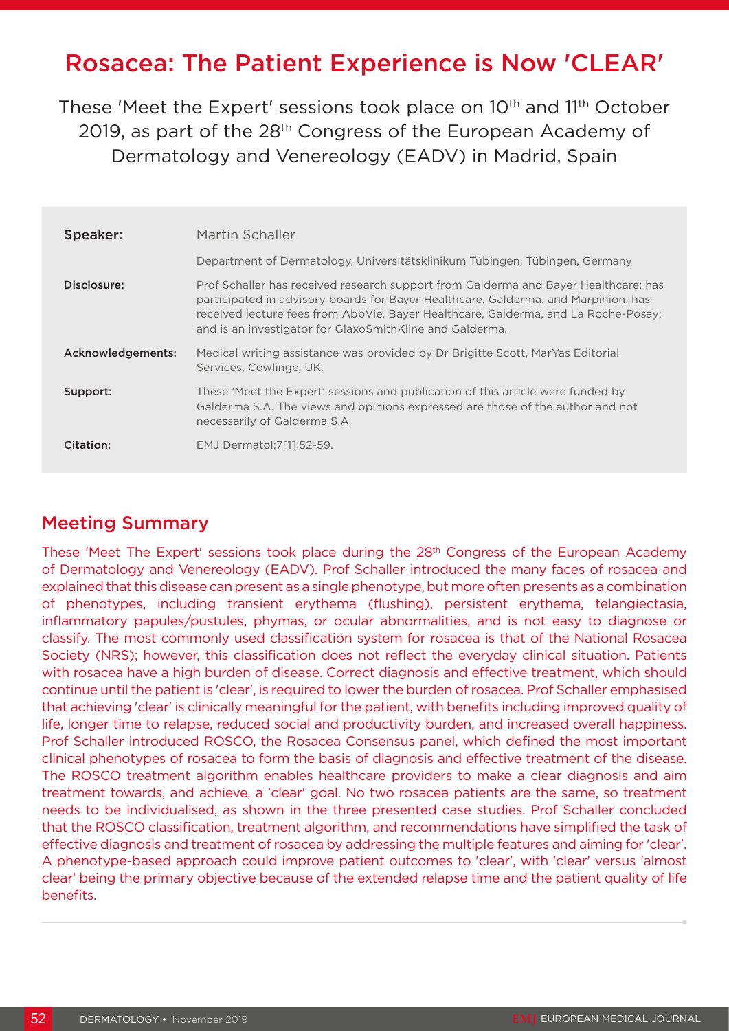# Rosacea: The Patient Experience is Now 'CLEAR'

These 'Meet the Expert' sessions took place on 10th and 11th October 2019, as part of the 28th Congress of the European Academy of Dermatology and Venereology (EADV) in Madrid, Spain

| | |
|---|---|
| **Speaker:** | Martin Schaller |
| | Department of Dermatology, Universitätsklinikum Tübingen, Tübingen, Germany |
| **Disclosure:** | Prof Schaller has received research support from Galderma and Bayer Healthcare; has participated in advisory boards for Bayer Healthcare, Galderma, and Marpinion; has received lecture fees from AbbVie, Bayer Healthcare, Galderma, and La Roche-Posay; and is an investigator for GlaxoSmithKline and Galderma. |
| **Acknowledgements:** | Medical writing assistance was provided by Dr Brigitte Scott, MarYas Editorial Services, Cowlinge, UK. |
| **Support:** | These 'Meet the Expert' sessions and publication of this article were funded by Galderma S.A. The views and opinions expressed are those of the author and not necessarily of Galderma S.A. |
| **Citation:** | EMJ Dermatol;7[1]:52-59. |

## Meeting Summary

These 'Meet The Expert' sessions took place during the 28th Congress of the European Academy of Dermatology and Venereology (EADV). Prof Schaller introduced the many faces of rosacea and explained that this disease can present as a single phenotype, but more often presents as a combination of phenotypes, including transient erythema (flushing), persistent erythema, telangiectasia, inflammatory papules/pustules, phymas, or ocular abnormalities, and is not easy to diagnose or classify. The most commonly used classification system for rosacea is that of the National Rosacea Society (NRS); however, this classification does not reflect the everyday clinical situation. Patients with rosacea have a high burden of disease. Correct diagnosis and effective treatment, which should continue until the patient is 'clear', is required to lower the burden of rosacea. Prof Schaller emphasised that achieving 'clear' is clinically meaningful for the patient, with benefits including improved quality of life, longer time to relapse, reduced social and productivity burden, and increased overall happiness. Prof Schaller introduced ROSCO, the Rosacea Consensus panel, which defined the most important clinical phenotypes of rosacea to form the basis of diagnosis and effective treatment of the disease. The ROSCO treatment algorithm enables healthcare providers to make a clear diagnosis and aim treatment towards, and achieve, a 'clear' goal. No two rosacea patients are the same, so treatment needs to be individualised, as shown in the three presented case studies. Prof Schaller concluded that the ROSCO classification, treatment algorithm, and recommendations have simplified the task of effective diagnosis and treatment of rosacea by addressing the multiple features and aiming for 'clear'. A phenotype-based approach could improve patient outcomes to 'clear', with 'clear' versus 'almost clear' being the primary objective because of the extended relapse time and the patient quality of life benefits.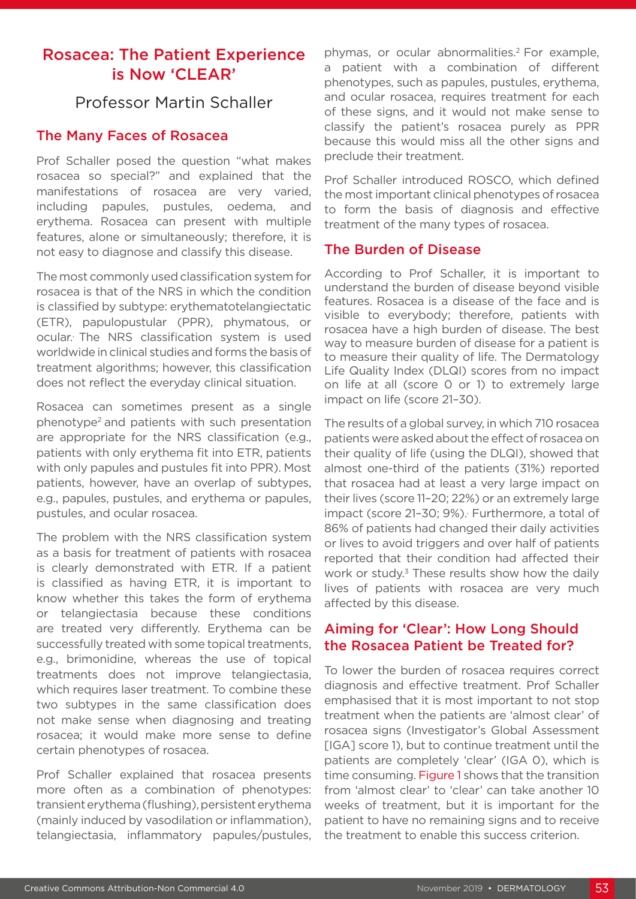## Rosacea: The Patient Experience is Now 'CLEAR'

Professor Martin Schaller

### The Many Faces of Rosacea

Prof Schaller posed the question "what makes rosacea so special?" and explained that the manifestations of rosacea are very varied, including papules, pustules, oedema, and erythema. Rosacea can present with multiple features, alone or simultaneously; therefore, it is not easy to diagnose and classify this disease.

The most commonly used classification system for rosacea is that of the NRS in which the condition is classified by subtype: erythematotelangiectatic (ETR), papulopustular (PPR), phymatous, or ocular. The NRS classification system is used worldwide in clinical studies and forms the basis of treatment algorithms; however, this classification does not reflect the everyday clinical situation.

Rosacea can sometimes present as a single phenotype[2] and patients with such presentation are appropriate for the NRS classification (e.g., patients with only erythema fit into ETR, patients with only papules and pustules fit into PPR). Most patients, however, have an overlap of subtypes, e.g., papules, pustules, and erythema or papules, pustules, and ocular rosacea.

The problem with the NRS classification system as a basis for treatment of patients with rosacea is clearly demonstrated with ETR. If a patient is classified as having ETR, it is important to know whether this takes the form of erythema or telangiectasia because these conditions are treated very differently. Erythema can be successfully treated with some topical treatments, e.g., brimonidine, whereas the use of topical treatments does not improve telangiectasia, which requires laser treatment. To combine these two subtypes in the same classification does not make sense when diagnosing and treating rosacea; it would make more sense to define certain phenotypes of rosacea.

Prof Schaller explained that rosacea presents more often as a combination of phenotypes: transient erythema (flushing), persistent erythema (mainly induced by vasodilation or inflammation), telangiectasia, inflammatory papules/pustules, phymas, or ocular abnormalities.[2] For example, a patient with a combination of different phenotypes, such as papules, pustules, erythema, and ocular rosacea, requires treatment for each of these signs, and it would not make sense to classify the patient's rosacea purely as PPR because this would miss all the other signs and preclude their treatment.

Prof Schaller introduced ROSCO, which defined the most important clinical phenotypes of rosacea to form the basis of diagnosis and effective treatment of the many types of rosacea.

### The Burden of Disease

According to Prof Schaller, it is important to understand the burden of disease beyond visible features. Rosacea is a disease of the face and is visible to everybody; therefore, patients with rosacea have a high burden of disease. The best way to measure burden of disease for a patient is to measure their quality of life. The Dermatology Life Quality Index (DLQI) scores from no impact on life at all (score 0 or 1) to extremely large impact on life (score 21–30).

The results of a global survey, in which 710 rosacea patients were asked about the effect of rosacea on their quality of life (using the DLQI), showed that almost one-third of the patients (31%) reported that rosacea had at least a very large impact on their lives (score 11–20; 22%) or an extremely large impact (score 21–30; 9%). Furthermore, a total of 86% of patients had changed their daily activities or lives to avoid triggers and over half of patients reported that their condition had affected their work or study.[3] These results show how the daily lives of patients with rosacea are very much affected by this disease.

### Aiming for 'Clear': How Long Should the Rosacea Patient be Treated for?

To lower the burden of rosacea requires correct diagnosis and effective treatment. Prof Schaller emphasised that it is most important to not stop treatment when the patients are 'almost clear' of rosacea signs (Investigator's Global Assessment [IGA] score 1), but to continue treatment until the patients are completely 'clear' (IGA 0), which is time consuming. Figure 1 shows that the transition from 'almost clear' to 'clear' can take another 10 weeks of treatment, but it is important for the patient to have no remaining signs and to receive the treatment to enable this success criterion.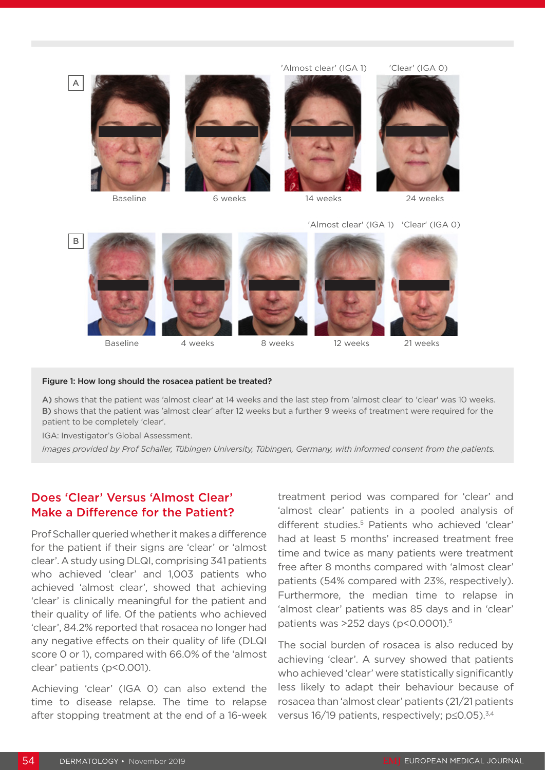Figure 1: How long should the rosacea patient be treated?

**A)** shows that the patient was 'almost clear' at 14 weeks and the last step from 'almost clear' to 'clear' was 10 weeks.
**B)** shows that the patient was 'almost clear' after 12 weeks but a further 9 weeks of treatment were required for the patient to be completely 'clear'.

IGA: Investigator's Global Assessment.

*Images provided by Prof Schaller, Tübingen University, Tübingen, Germany, with informed consent from the patients.*

## Does 'Clear' Versus 'Almost Clear' Make a Difference for the Patient?

Prof Schaller queried whether it makes a difference for the patient if their signs are 'clear' or 'almost clear'. A study using DLQI, comprising 341 patients who achieved 'clear' and 1,003 patients who achieved 'almost clear', showed that achieving 'clear' is clinically meaningful for the patient and their quality of life. Of the patients who achieved 'clear', 84.2% reported that rosacea no longer had any negative effects on their quality of life (DLQI score 0 or 1), compared with 66.0% of the 'almost clear' patients ($p<0.001$).

Achieving 'clear' (IGA 0) can also extend the time to disease relapse. The time to relapse after stopping treatment at the end of a 16-week treatment period was compared for 'clear' and 'almost clear' patients in a pooled analysis of different studies.[5] Patients who achieved 'clear' had at least 5 months' increased treatment free time and twice as many patients were treatment free after 8 months compared with 'almost clear' patients (54% compared with 23%, respectively). Furthermore, the median time to relapse in 'almost clear' patients was 85 days and in 'clear' patients was >252 days ($p<0.0001$).[5]

The social burden of rosacea is also reduced by achieving 'clear'. A survey showed that patients who achieved 'clear' were statistically significantly less likely to adapt their behaviour because of rosacea than 'almost clear' patients (21/21 patients versus 16/19 patients, respectively; $p\leq0.05$).[3,4]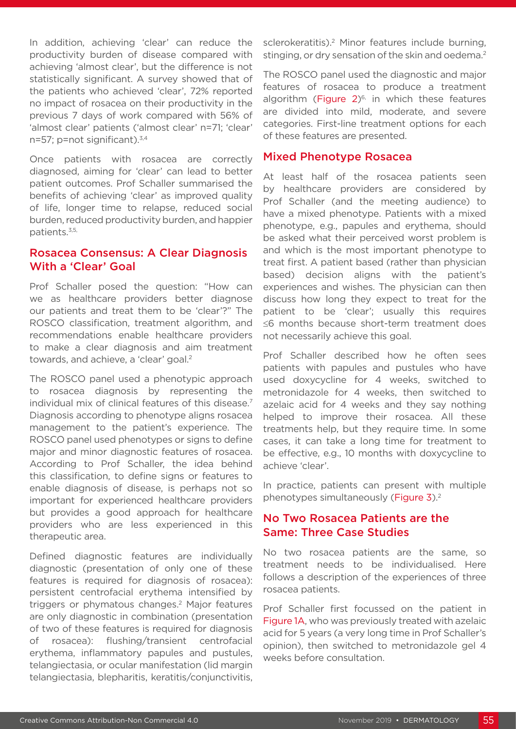In addition, achieving 'clear' can reduce the productivity burden of disease compared with achieving 'almost clear', but the difference is not statistically significant. A survey showed that of the patients who achieved 'clear', 72% reported no impact of rosacea on their productivity in the previous 7 days of work compared with 56% of 'almost clear' patients ('almost clear' n=71; 'clear' n=57; p=not significant).[3,4]

Once patients with rosacea are correctly diagnosed, aiming for 'clear' can lead to better patient outcomes. Prof Schaller summarised the benefits of achieving 'clear' as improved quality of life, longer time to relapse, reduced social burden, reduced productivity burden, and happier patients.[3,5,]

## Rosacea Consensus: A Clear Diagnosis With a 'Clear' Goal

Prof Schaller posed the question: "How can we as healthcare providers better diagnose our patients and treat them to be 'clear'?" The ROSCO classification, treatment algorithm, and recommendations enable healthcare providers to make a clear diagnosis and aim treatment towards, and achieve, a 'clear' goal.[2]

The ROSCO panel used a phenotypic approach to rosacea diagnosis by representing the individual mix of clinical features of this disease.[7] Diagnosis according to phenotype aligns rosacea management to the patient's experience. The ROSCO panel used phenotypes or signs to define major and minor diagnostic features of rosacea. According to Prof Schaller, the idea behind this classification, to define signs or features to enable diagnosis of disease, is perhaps not so important for experienced healthcare providers but provides a good approach for healthcare providers who are less experienced in this therapeutic area.

Defined diagnostic features are individually diagnostic (presentation of only one of these features is required for diagnosis of rosacea): persistent centrofacial erythema intensified by triggers or phymatous changes.[2] Major features are only diagnostic in combination (presentation of two of these features is required for diagnosis of rosacea): flushing/transient centrofacial erythema, inflammatory papules and pustules, telangiectasia, or ocular manifestation (lid margin telangiectasia, blepharitis, keratitis/conjunctivitis, sclerokeratitis).[2] Minor features include burning, stinging, or dry sensation of the skin and oedema.[2]

The ROSCO panel used the diagnostic and major features of rosacea to produce a treatment algorithm (Figure 2)[6,] in which these features are divided into mild, moderate, and severe categories. First-line treatment options for each of these features are presented.

## Mixed Phenotype Rosacea

At least half of the rosacea patients seen by healthcare providers are considered by Prof Schaller (and the meeting audience) to have a mixed phenotype. Patients with a mixed phenotype, e.g., papules and erythema, should be asked what their perceived worst problem is and which is the most important phenotype to treat first. A patient based (rather than physician based) decision aligns with the patient's experiences and wishes. The physician can then discuss how long they expect to treat for the patient to be 'clear'; usually this requires ≤6 months because short-term treatment does not necessarily achieve this goal.

Prof Schaller described how he often sees patients with papules and pustules who have used doxycycline for 4 weeks, switched to metronidazole for 4 weeks, then switched to azelaic acid for 4 weeks and they say nothing helped to improve their rosacea. All these treatments help, but they require time. In some cases, it can take a long time for treatment to be effective, e.g., 10 months with doxycycline to achieve 'clear'.

In practice, patients can present with multiple phenotypes simultaneously (Figure 3).[2]

## No Two Rosacea Patients are the Same: Three Case Studies

No two rosacea patients are the same, so treatment needs to be individualised. Here follows a description of the experiences of three rosacea patients.

Prof Schaller first focussed on the patient in Figure 1A, who was previously treated with azelaic acid for 5 years (a very long time in Prof Schaller's opinion), then switched to metronidazole gel 4 weeks before consultation.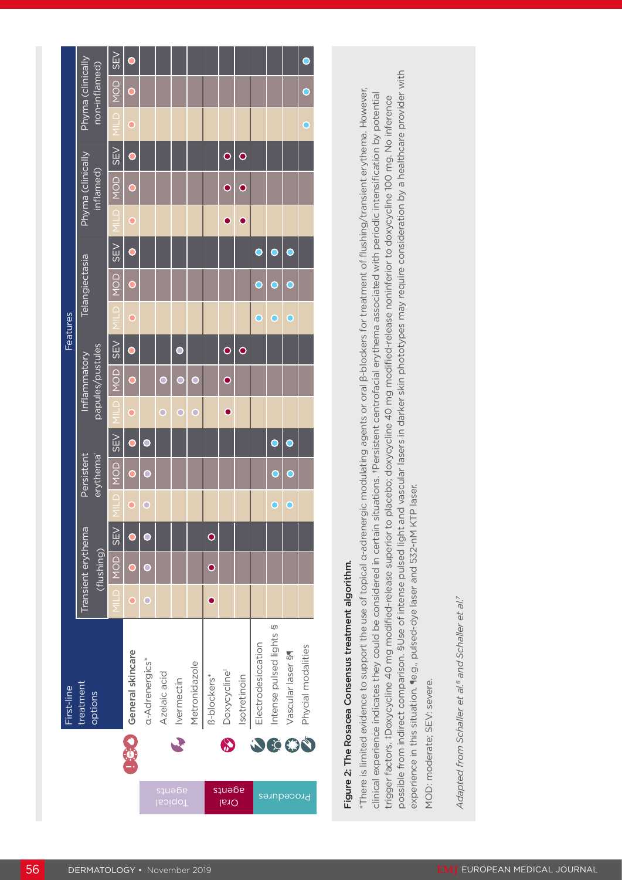| First-line treatment options | | Transient erythema (flushing) | | | Persistent erythema† | | | Inflammatory papules/pustules | | | Telangiectasia | | | Phyma (clinically inflamed) | | | Phyma (clinically non-inflamed) | | |
|---|---|---|---|---|---|---|---|---|---|---|---|---|---|---|---|---|---|---|---|
| | | MILD | MOD | SEV | MILD | MOD | SEV | MILD | MOD | SEV | MILD | MOD | SEV | MILD | MOD | SEV | MILD | MOD | SEV |
| | General skincare | ● | ● | ● | ● | ● | ● | ● | ● | ● | ● | ● | ● | ● | ● | ● | ● | ● | ● |
| Topical agents | α-Adrenergics* | ● | ● | ● | ● | ● | ● | | | | | | | | | | | | |
| Topical agents | Azelaic acid | | | | | | | ● | ● | | | | | | | | | | |
| Topical agents | Ivermectin | | | | | | | ● | ● | ● | | | | | | | | | |
| Topical agents | Metronidazole | | | | | | | ● | ● | | | | | | | | | | |
| Oral agents | β-blockers* | ● | ● | ● | | | | | | | | | | | | | | | |
| Oral agents | Doxycycline‡ | | | | | | | ● | ● | ● | | | | ● | ● | ● | | | |
| Oral agents | Isotretinoin | | | | | | | | | ● | | | | ● | ● | ● | | | |
| Procedures | Electrodesiccation | | | | | | | | | | ● | ● | ● | | | | | | |
| Procedures | Intense pulsed lights § | | | | ● | ● | ● | | | | ● | ● | ● | | | | | | |
| Procedures | Vascular laser §¶ | | | | ● | ● | ● | | | | ● | ● | ● | | | | | | |
| Procedures | Phycial modalities | | | | | | | | | | | | | | | | ● | ● | ● |

**Figure 2: The Rosacea Consensus treatment algorithm.**

*There is limited evidence to support the use of topical α-adrenergic modulating agents or oral β-blockers for treatment of flushing/transient erythema. However, clinical experience indicates they could be considered in certain situations. †Persistent centrofacial erythema associated with periodic intensification by potential trigger factors. ‡Doxycycline 40 mg modified-release superior to placebo; doxycycline 40 mg modified-release noninferior to doxycycline 100 mg. No inference possible from indirect comparison. §Use of intense pulsed light and vascular lasers in darker skin phototypes may require consideration by a healthcare provider with experience in this situation. ¶e.g., pulsed-dye laser and 532-nM KTP laser.

MOD: moderate; SEV: severe.

*Adapted from Schaller et al.[6] and Schaller et al.[7]*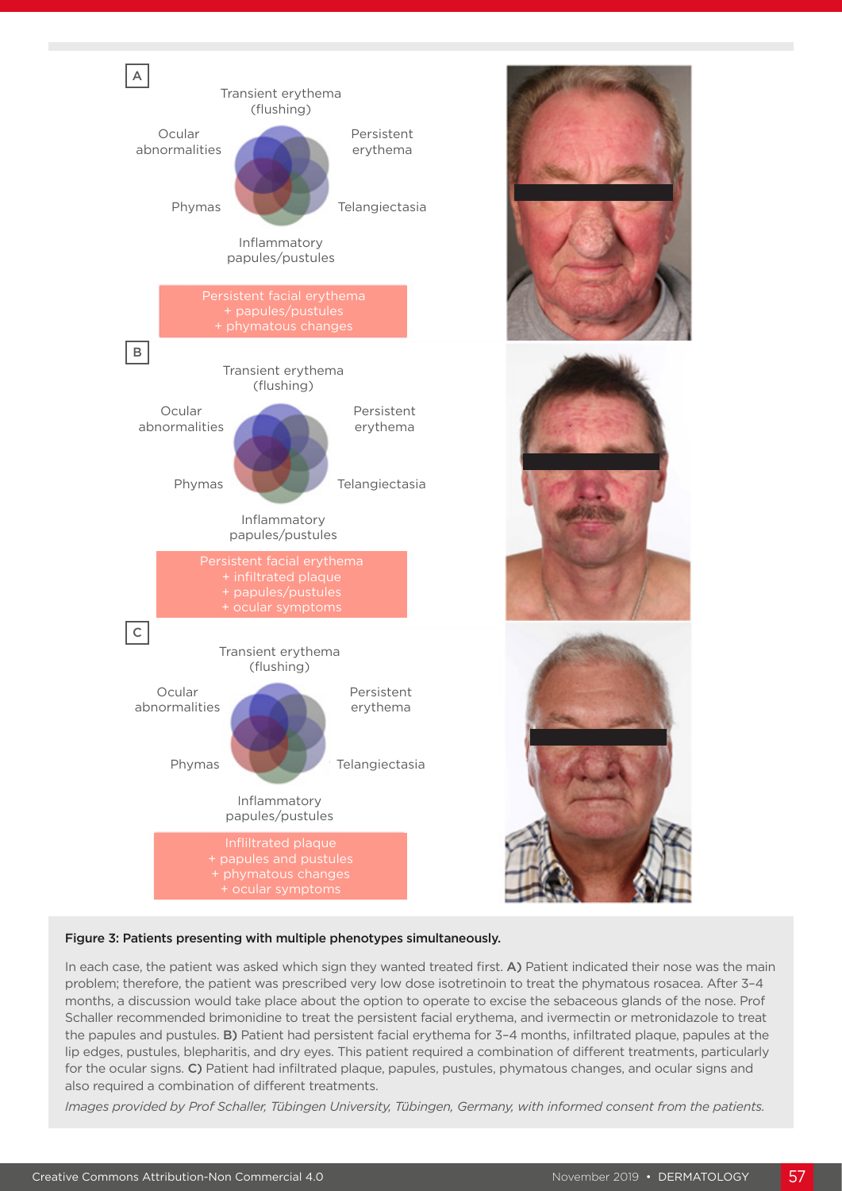A

Transient erythema (flushing)

Ocular abnormalities

Persistent erythema

Phymas

Telangiectasia

Inflammatory papules/pustules

Persistent facial erythema
+ papules/pustules
+ phymatous changes

B

Transient erythema (flushing)

Ocular abnormalities

Persistent erythema

Phymas

Telangiectasia

Inflammatory papules/pustules

Persistent facial erythema
+ infiltrated plaque
+ papules/pustules
+ ocular symptoms

C

Transient erythema (flushing)

Ocular abnormalities

Persistent erythema

Phymas

Telangiectasia

Inflammatory papules/pustules

Infiltrated plaque
+ papules and pustules
+ phymatous changes
+ ocular symptoms

**Figure 3: Patients presenting with multiple phenotypes simultaneously.**

In each case, the patient was asked which sign they wanted treated first. **A)** Patient indicated their nose was the main problem; therefore, the patient was prescribed very low dose isotretinoin to treat the phymatous rosacea. After 3–4 months, a discussion would take place about the option to operate to excise the sebaceous glands of the nose. Prof Schaller recommended brimonidine to treat the persistent facial erythema, and ivermectin or metronidazole to treat the papules and pustules. **B)** Patient had persistent facial erythema for 3–4 months, infiltrated plaque, papules at the lip edges, pustules, blepharitis, and dry eyes. This patient required a combination of different treatments, particularly for the ocular signs. **C)** Patient had infiltrated plaque, papules, pustules, phymatous changes, and ocular signs and also required a combination of different treatments.

*Images provided by Prof Schaller, Tübingen University, Tübingen, Germany, with informed consent from the patients.*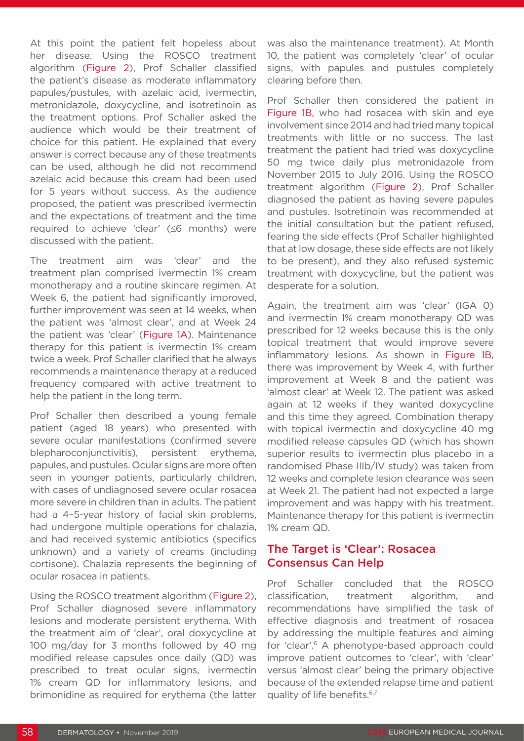At this point the patient felt hopeless about her disease. Using the ROSCO treatment algorithm (Figure 2), Prof Schaller classified the patient's disease as moderate inflammatory papules/pustules, with azelaic acid, ivermectin, metronidazole, doxycycline, and isotretinoin as the treatment options. Prof Schaller asked the audience which would be their treatment of choice for this patient. He explained that every answer is correct because any of these treatments can be used, although he did not recommend azelaic acid because this cream had been used for 5 years without success. As the audience proposed, the patient was prescribed ivermectin and the expectations of treatment and the time required to achieve 'clear' (≤6 months) were discussed with the patient.

The treatment aim was 'clear' and the treatment plan comprised ivermectin 1% cream monotherapy and a routine skincare regimen. At Week 6, the patient had significantly improved, further improvement was seen at 14 weeks, when the patient was 'almost clear', and at Week 24 the patient was 'clear' (Figure 1A). Maintenance therapy for this patient is ivermectin 1% cream twice a week. Prof Schaller clarified that he always recommends a maintenance therapy at a reduced frequency compared with active treatment to help the patient in the long term.

Prof Schaller then described a young female patient (aged 18 years) who presented with severe ocular manifestations (confirmed severe blepharoconjunctivitis), persistent erythema, papules, and pustules. Ocular signs are more often seen in younger patients, particularly children, with cases of undiagnosed severe ocular rosacea more severe in children than in adults. The patient had a 4–5-year history of facial skin problems, had undergone multiple operations for chalazia, and had received systemic antibiotics (specifics unknown) and a variety of creams (including cortisone). Chalazia represents the beginning of ocular rosacea in patients.

Using the ROSCO treatment algorithm (Figure 2), Prof Schaller diagnosed severe inflammatory lesions and moderate persistent erythema. With the treatment aim of 'clear', oral doxycycline at 100 mg/day for 3 months followed by 40 mg modified release capsules once daily (QD) was prescribed to treat ocular signs, ivermectin 1% cream QD for inflammatory lesions, and brimonidine as required for erythema (the latter was also the maintenance treatment). At Month 10, the patient was completely 'clear' of ocular signs, with papules and pustules completely clearing before then.

Prof Schaller then considered the patient in Figure 1B, who had rosacea with skin and eye involvement since 2014 and had tried many topical treatments with little or no success. The last treatment the patient had tried was doxycycline 50 mg twice daily plus metronidazole from November 2015 to July 2016. Using the ROSCO treatment algorithm (Figure 2), Prof Schaller diagnosed the patient as having severe papules and pustules. Isotretinoin was recommended at the initial consultation but the patient refused, fearing the side effects (Prof Schaller highlighted that at low dosage, these side effects are not likely to be present), and they also refused systemic treatment with doxycycline, but the patient was desperate for a solution.

Again, the treatment aim was 'clear' (IGA 0) and ivermectin 1% cream monotherapy QD was prescribed for 12 weeks because this is the only topical treatment that would improve severe inflammatory lesions. As shown in Figure 1B, there was improvement by Week 4, with further improvement at Week 8 and the patient was 'almost clear' at Week 12. The patient was asked again at 12 weeks if they wanted doxycycline and this time they agreed. Combination therapy with topical ivermectin and doxycycline 40 mg modified release capsules QD (which has shown superior results to ivermectin plus placebo in a randomised Phase IIIb/IV study) was taken from 12 weeks and complete lesion clearance was seen at Week 21. The patient had not expected a large improvement and was happy with his treatment. Maintenance therapy for this patient is ivermectin 1% cream QD.

## The Target is 'Clear': Rosacea Consensus Can Help

Prof Schaller concluded that the ROSCO classification, treatment algorithm, and recommendations have simplified the task of effective diagnosis and treatment of rosacea by addressing the multiple features and aiming for 'clear'.[6] A phenotype-based approach could improve patient outcomes to 'clear', with 'clear' versus 'almost clear' being the primary objective because of the extended relapse time and patient quality of life benefits.[6,7]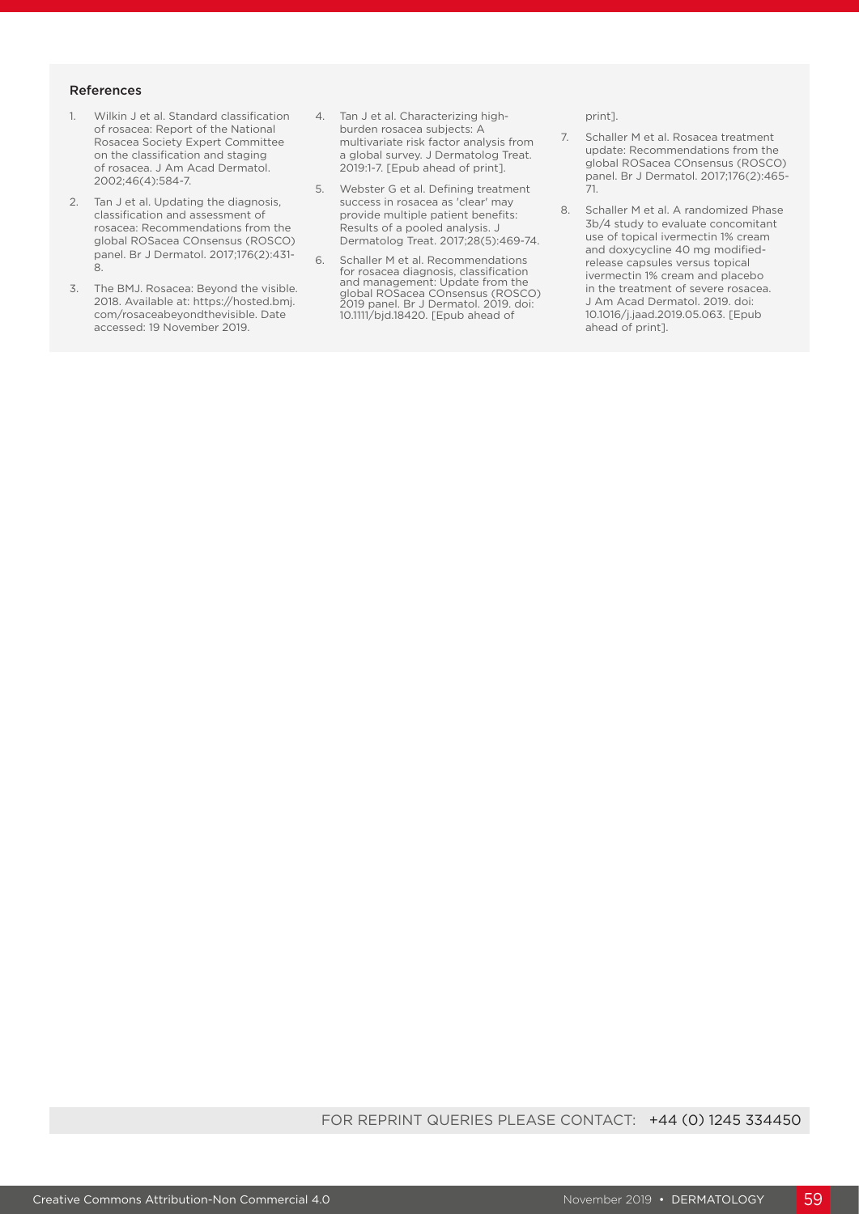### References

1. Wilkin J et al. Standard classification of rosacea: Report of the National Rosacea Society Expert Committee on the classification and staging of rosacea. J Am Acad Dermatol. 2002;46(4):584-7.
2. Tan J et al. Updating the diagnosis, classification and assessment of rosacea: Recommendations from the global ROSacea COnsensus (ROSCO) panel. Br J Dermatol. 2017;176(2):431-8.
3. The BMJ. Rosacea: Beyond the visible. 2018. Available at: https://hosted.bmj.com/rosaceabeyondthevisible. Date accessed: 19 November 2019.
4. Tan J et al. Characterizing high-burden rosacea subjects: A multivariate risk factor analysis from a global survey. J Dermatolog Treat. 2019:1-7. [Epub ahead of print].
5. Webster G et al. Defining treatment success in rosacea as 'clear' may provide multiple patient benefits: Results of a pooled analysis. J Dermatolog Treat. 2017;28(5):469-74.
6. Schaller M et al. Recommendations for rosacea diagnosis, classification and management: Update from the global ROSacea COnsensus (ROSCO) 2019 panel. Br J Dermatol. 2019. doi: 10.1111/bjd.18420. [Epub ahead of print].
7. Schaller M et al. Rosacea treatment update: Recommendations from the global ROSacea COnsensus (ROSCO) panel. Br J Dermatol. 2017;176(2):465-71.
8. Schaller M et al. A randomized Phase 3b/4 study to evaluate concomitant use of topical ivermectin 1% cream and doxycycline 40 mg modified-release capsules versus topical ivermectin 1% cream and placebo in the treatment of severe rosacea. J Am Acad Dermatol. 2019. doi: 10.1016/j.jaad.2019.05.063. [Epub ahead of print].

FOR REPRINT QUERIES PLEASE CONTACT: +44 (0) 1245 334450